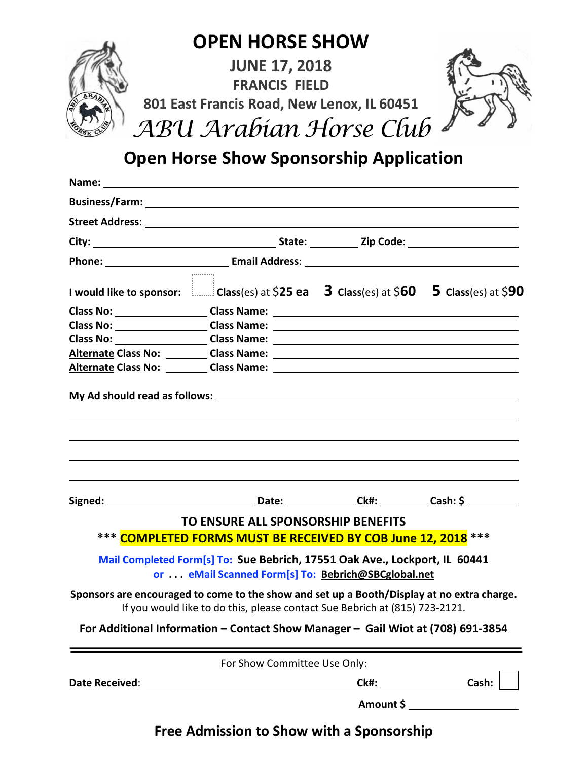# OPEN HORSE SHOW

**JUNE 17, 2018**

**FRANCIS FIELD**

**801 East Francis Road, New Lenox, IL 60451**

*ABU Arabian Horse Club*

## Open Horse Show Sponsorship Application

**Name:** ____________________________________________

**Business/Farm:** ____________________________________________

**Street Address:** ____________________________________________

**City:** ____________________ **State:** ________ **Zip Code:** ______________

**Phone:** ________________ **Email Address:** ______________________________

**I would like to sponsor:** ☐ **Class**(es) at $**25 ea** **3 Class**(es) at $**60** **5 Class**(es) at $**90**

**Class No:** ____________ **Class Name:** ______________________________

**Class No:** ____________ **Class Name:** ______________________________

**Class No:** ____________ **Class Name:** ______________________________

**Alternate Class No:** ________ **Class Name:** ______________________________

**Alternate Class No:** ________ **Class Name:** ______________________________

**My Ad should read as follows:** ______________________________

______________________________________________________________

______________________________________________________________

______________________________________________________________

______________________________________________________________

**Signed:** ____________________ **Date:** ____________ **Ck#:** ________ **Cash: $** ________

**TO ENSURE ALL SPONSORSHIP BENEFITS**

**\*\*\* COMPLETED FORMS MUST BE RECEIVED BY COB June 12, 2018 \*\*\***

**Mail Completed Form[s] To: Sue Bebrich, 17551 Oak Ave., Lockport, IL 60441**

**or . . . eMail Scanned Form[s] To: Bebrich@SBCglobal.net**

**Sponsors are encouraged to come to the show and set up a Booth/Display at no extra charge.**
If you would like to do this, please contact Sue Bebrich at (815) 723-2121.

**For Additional Information – Contact Show Manager – Gail Wiot at (708) 691-3854**

---

For Show Committee Use Only:

**Date Received:** ______________________________ **Ck#:** ____________ **Cash:** ☐

**Amount $** ______________

**Free Admission to Show with a Sponsorship**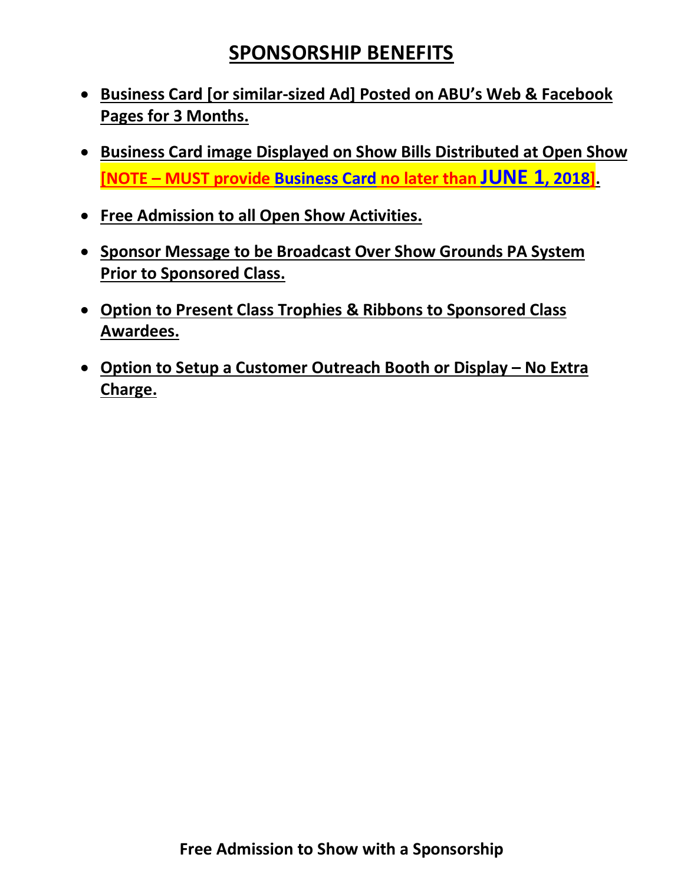# SPONSORSHIP BENEFITS

- **Business Card [or similar-sized Ad] Posted on ABU's Web & Facebook Pages for 3 Months.**
- **Business Card image Displayed on Show Bills Distributed at Open Show [NOTE – MUST provide Business Card no later than JUNE 1, 2018].**
- **Free Admission to all Open Show Activities.**
- **Sponsor Message to be Broadcast Over Show Grounds PA System Prior to Sponsored Class.**
- **Option to Present Class Trophies & Ribbons to Sponsored Class Awardees.**
- **Option to Setup a Customer Outreach Booth or Display – No Extra Charge.**

**Free Admission to Show with a Sponsorship**